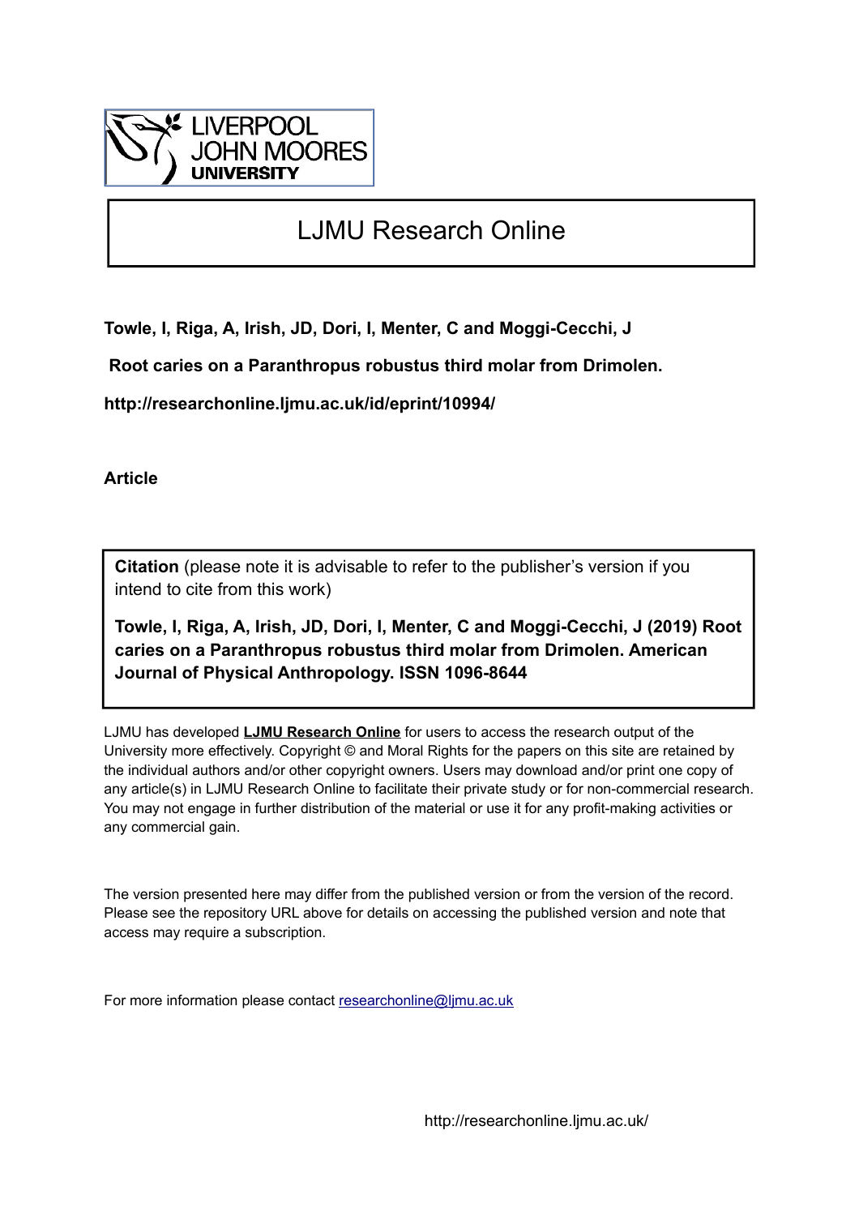LIVERPOOL JOHN MOORES UNIVERSITY

# LJMU Research Online

**Towle, I, Riga, A, Irish, JD, Dori, I, Menter, C and Moggi-Cecchi, J**

**Root caries on a Paranthropus robustus third molar from Drimolen.**

**http://researchonline.ljmu.ac.uk/id/eprint/10994/**

**Article**

**Citation** (please note it is advisable to refer to the publisher's version if you intend to cite from this work)

**Towle, I, Riga, A, Irish, JD, Dori, I, Menter, C and Moggi-Cecchi, J (2019) Root caries on a Paranthropus robustus third molar from Drimolen. American Journal of Physical Anthropology. ISSN 1096-8644**

LJMU has developed **LJMU Research Online** for users to access the research output of the University more effectively. Copyright © and Moral Rights for the papers on this site are retained by the individual authors and/or other copyright owners. Users may download and/or print one copy of any article(s) in LJMU Research Online to facilitate their private study or for non-commercial research. You may not engage in further distribution of the material or use it for any profit-making activities or any commercial gain.

The version presented here may differ from the published version or from the version of the record. Please see the repository URL above for details on accessing the published version and note that access may require a subscription.

For more information please contact researchonline@ljmu.ac.uk

http://researchonline.ljmu.ac.uk/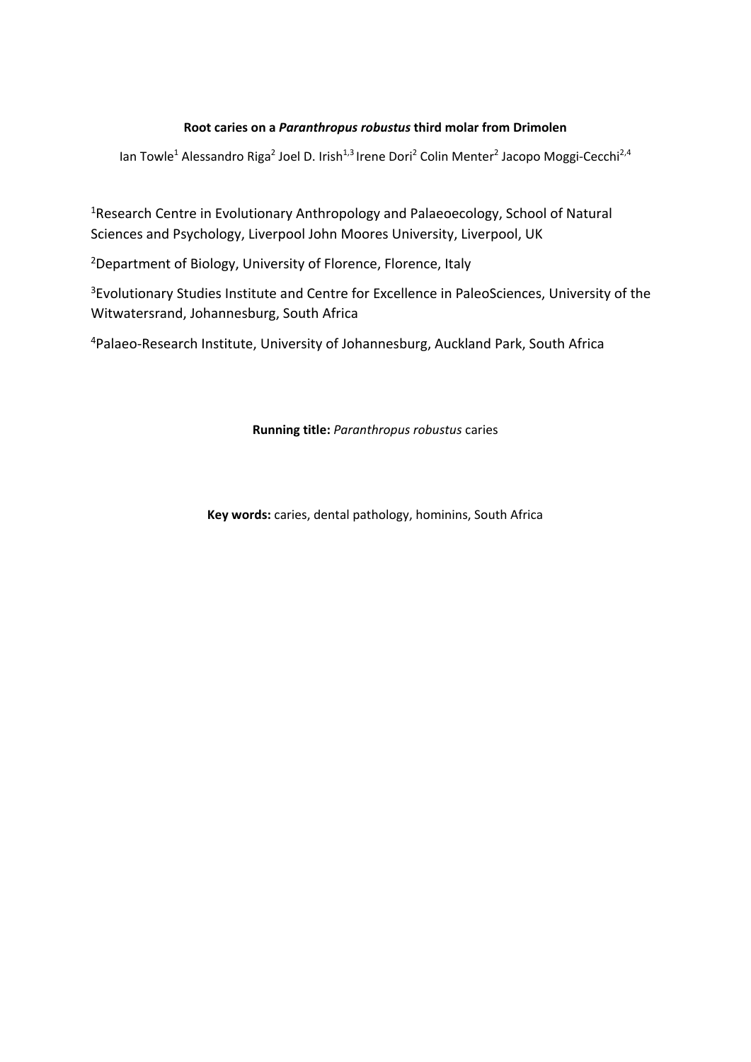**Root caries on a *Paranthropus robustus* third molar from Drimolen**

Ian Towle[1] Alessandro Riga[2] Joel D. Irish[1,3] Irene Dori[2] Colin Menter[2] Jacopo Moggi-Cecchi[2,4]

[1]Research Centre in Evolutionary Anthropology and Palaeoecology, School of Natural Sciences and Psychology, Liverpool John Moores University, Liverpool, UK

[2]Department of Biology, University of Florence, Florence, Italy

[3]Evolutionary Studies Institute and Centre for Excellence in PaleoSciences, University of the Witwatersrand, Johannesburg, South Africa

[4]Palaeo-Research Institute, University of Johannesburg, Auckland Park, South Africa

**Running title:** *Paranthropus robustus* caries

**Key words:** caries, dental pathology, hominins, South Africa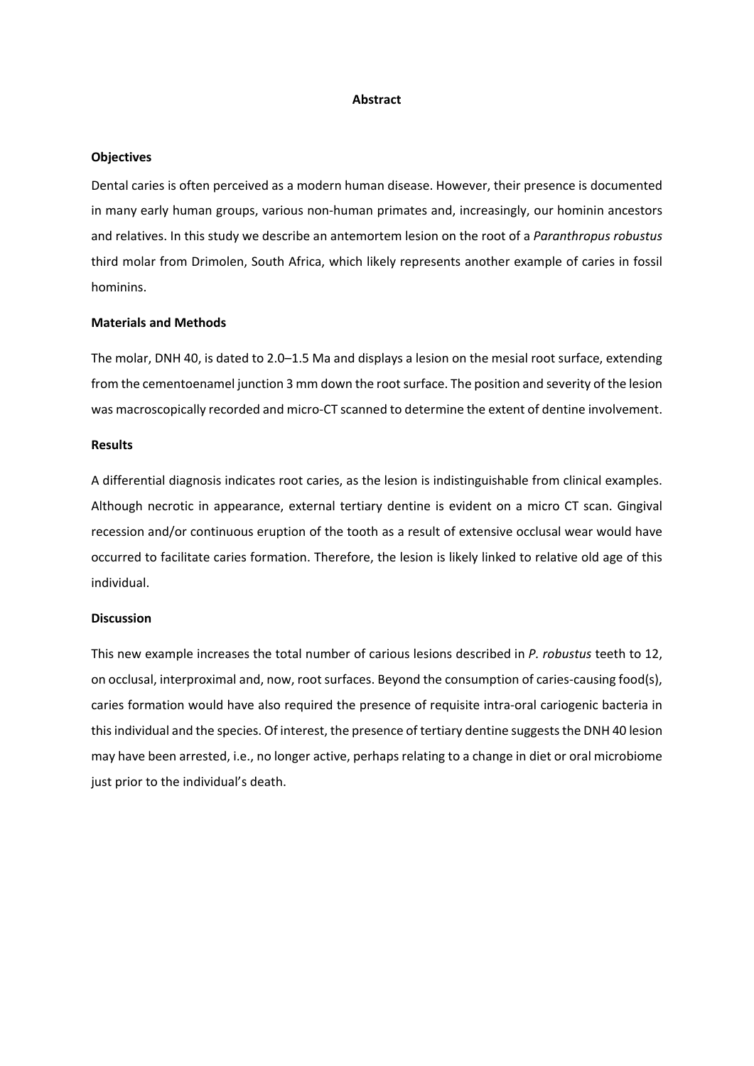# Abstract

## Objectives

Dental caries is often perceived as a modern human disease. However, their presence is documented in many early human groups, various non-human primates and, increasingly, our hominin ancestors and relatives. In this study we describe an antemortem lesion on the root of a *Paranthropus robustus* third molar from Drimolen, South Africa, which likely represents another example of caries in fossil hominins.

## Materials and Methods

The molar, DNH 40, is dated to 2.0–1.5 Ma and displays a lesion on the mesial root surface, extending from the cementoenamel junction 3 mm down the root surface. The position and severity of the lesion was macroscopically recorded and micro-CT scanned to determine the extent of dentine involvement.

## Results

A differential diagnosis indicates root caries, as the lesion is indistinguishable from clinical examples. Although necrotic in appearance, external tertiary dentine is evident on a micro CT scan. Gingival recession and/or continuous eruption of the tooth as a result of extensive occlusal wear would have occurred to facilitate caries formation. Therefore, the lesion is likely linked to relative old age of this individual.

## Discussion

This new example increases the total number of carious lesions described in *P. robustus* teeth to 12, on occlusal, interproximal and, now, root surfaces. Beyond the consumption of caries-causing food(s), caries formation would have also required the presence of requisite intra-oral cariogenic bacteria in this individual and the species. Of interest, the presence of tertiary dentine suggests the DNH 40 lesion may have been arrested, i.e., no longer active, perhaps relating to a change in diet or oral microbiome just prior to the individual's death.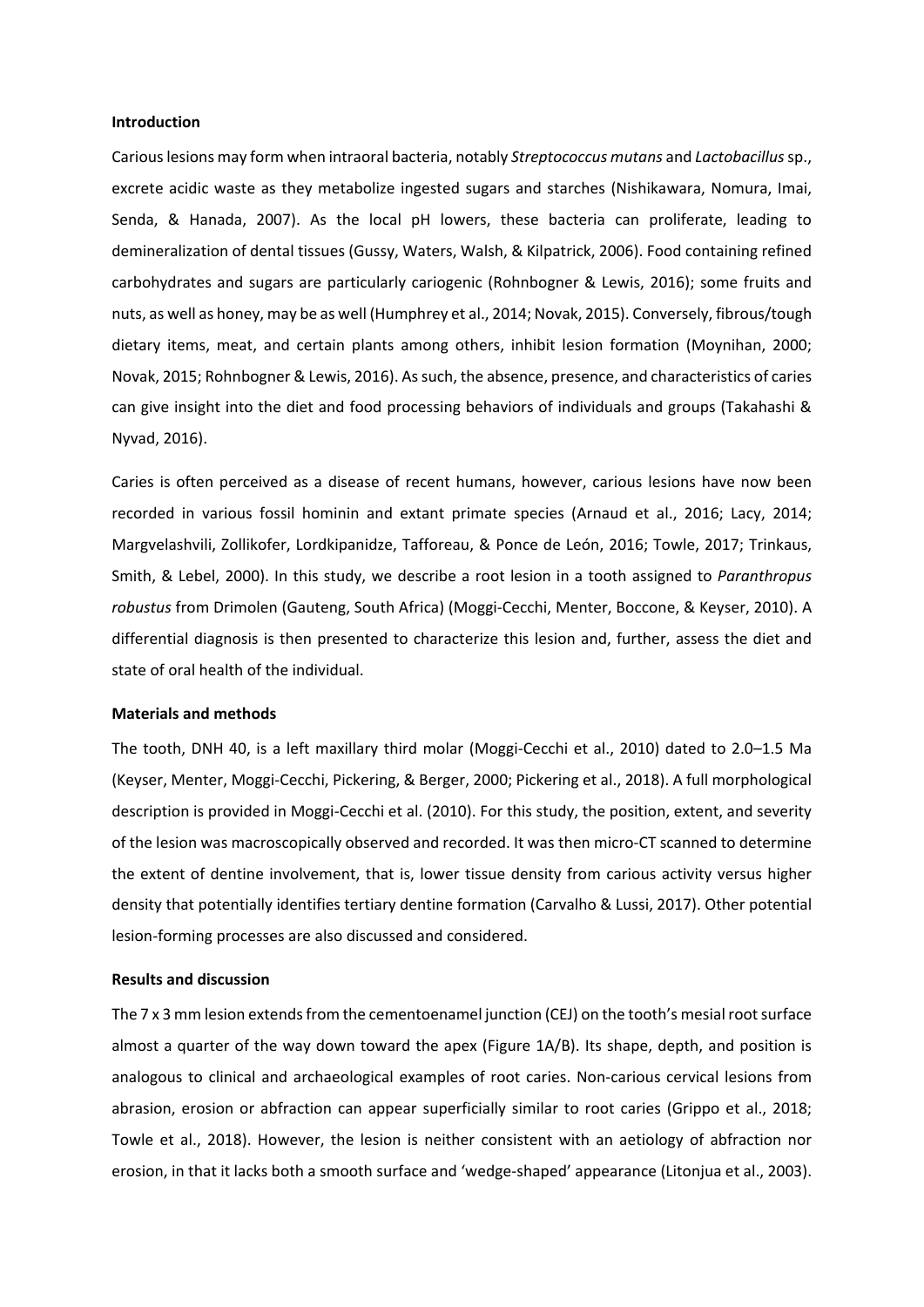**Introduction**

Carious lesions may form when intraoral bacteria, notably *Streptococcus mutans* and *Lactobacillus* sp., excrete acidic waste as they metabolize ingested sugars and starches (Nishikawara, Nomura, Imai, Senda, & Hanada, 2007). As the local pH lowers, these bacteria can proliferate, leading to demineralization of dental tissues (Gussy, Waters, Walsh, & Kilpatrick, 2006). Food containing refined carbohydrates and sugars are particularly cariogenic (Rohnbogner & Lewis, 2016); some fruits and nuts, as well as honey, may be as well (Humphrey et al., 2014; Novak, 2015). Conversely, fibrous/tough dietary items, meat, and certain plants among others, inhibit lesion formation (Moynihan, 2000; Novak, 2015; Rohnbogner & Lewis, 2016). As such, the absence, presence, and characteristics of caries can give insight into the diet and food processing behaviors of individuals and groups (Takahashi & Nyvad, 2016).

Caries is often perceived as a disease of recent humans, however, carious lesions have now been recorded in various fossil hominin and extant primate species (Arnaud et al., 2016; Lacy, 2014; Margvelashvili, Zollikofer, Lordkipanidze, Tafforeau, & Ponce de León, 2016; Towle, 2017; Trinkaus, Smith, & Lebel, 2000). In this study, we describe a root lesion in a tooth assigned to *Paranthropus robustus* from Drimolen (Gauteng, South Africa) (Moggi-Cecchi, Menter, Boccone, & Keyser, 2010). A differential diagnosis is then presented to characterize this lesion and, further, assess the diet and state of oral health of the individual.

**Materials and methods**

The tooth, DNH 40, is a left maxillary third molar (Moggi-Cecchi et al., 2010) dated to 2.0–1.5 Ma (Keyser, Menter, Moggi-Cecchi, Pickering, & Berger, 2000; Pickering et al., 2018). A full morphological description is provided in Moggi-Cecchi et al. (2010). For this study, the position, extent, and severity of the lesion was macroscopically observed and recorded. It was then micro-CT scanned to determine the extent of dentine involvement, that is, lower tissue density from carious activity versus higher density that potentially identifies tertiary dentine formation (Carvalho & Lussi, 2017). Other potential lesion-forming processes are also discussed and considered.

**Results and discussion**

The 7 x 3 mm lesion extends from the cementoenamel junction (CEJ) on the tooth's mesial root surface almost a quarter of the way down toward the apex (Figure 1A/B). Its shape, depth, and position is analogous to clinical and archaeological examples of root caries. Non-carious cervical lesions from abrasion, erosion or abfraction can appear superficially similar to root caries (Grippo et al., 2018; Towle et al., 2018). However, the lesion is neither consistent with an aetiology of abfraction nor erosion, in that it lacks both a smooth surface and 'wedge-shaped' appearance (Litonjua et al., 2003).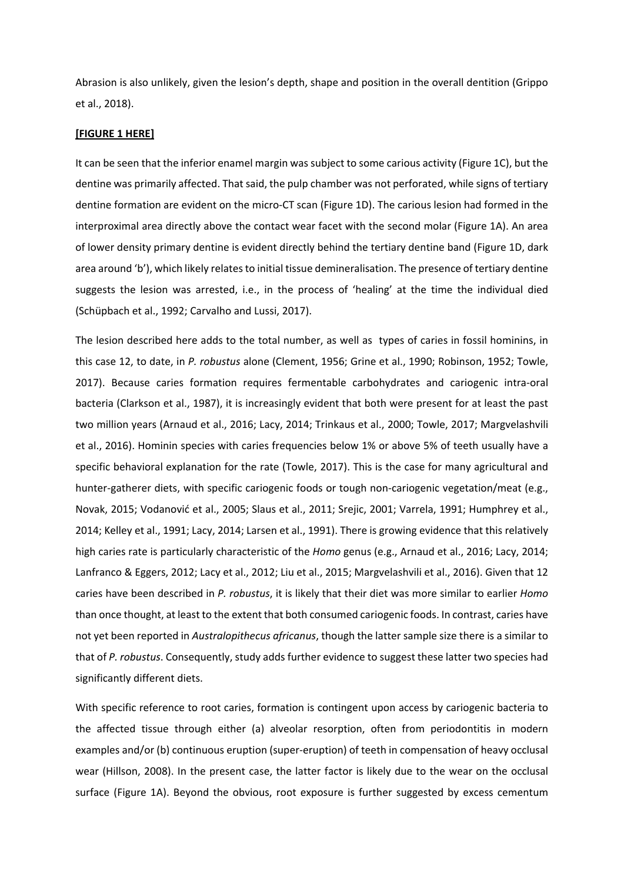Abrasion is also unlikely, given the lesion's depth, shape and position in the overall dentition (Grippo et al., 2018).

**[FIGURE 1 HERE]**

It can be seen that the inferior enamel margin was subject to some carious activity (Figure 1C), but the dentine was primarily affected. That said, the pulp chamber was not perforated, while signs of tertiary dentine formation are evident on the micro-CT scan (Figure 1D). The carious lesion had formed in the interproximal area directly above the contact wear facet with the second molar (Figure 1A). An area of lower density primary dentine is evident directly behind the tertiary dentine band (Figure 1D, dark area around 'b'), which likely relates to initial tissue demineralisation. The presence of tertiary dentine suggests the lesion was arrested, i.e., in the process of 'healing' at the time the individual died (Schüpbach et al., 1992; Carvalho and Lussi, 2017).

The lesion described here adds to the total number, as well as types of caries in fossil hominins, in this case 12, to date, in *P. robustus* alone (Clement, 1956; Grine et al., 1990; Robinson, 1952; Towle, 2017). Because caries formation requires fermentable carbohydrates and cariogenic intra-oral bacteria (Clarkson et al., 1987), it is increasingly evident that both were present for at least the past two million years (Arnaud et al., 2016; Lacy, 2014; Trinkaus et al., 2000; Towle, 2017; Margvelashvili et al., 2016). Hominin species with caries frequencies below 1% or above 5% of teeth usually have a specific behavioral explanation for the rate (Towle, 2017). This is the case for many agricultural and hunter-gatherer diets, with specific cariogenic foods or tough non-cariogenic vegetation/meat (e.g., Novak, 2015; Vodanović et al., 2005; Slaus et al., 2011; Srejic, 2001; Varrela, 1991; Humphrey et al., 2014; Kelley et al., 1991; Lacy, 2014; Larsen et al., 1991). There is growing evidence that this relatively high caries rate is particularly characteristic of the *Homo* genus (e.g., Arnaud et al., 2016; Lacy, 2014; Lanfranco & Eggers, 2012; Lacy et al., 2012; Liu et al., 2015; Margvelashvili et al., 2016). Given that 12 caries have been described in *P. robustus*, it is likely that their diet was more similar to earlier *Homo* than once thought, at least to the extent that both consumed cariogenic foods. In contrast, caries have not yet been reported in *Australopithecus africanus*, though the latter sample size there is a similar to that of *P. robustus*. Consequently, study adds further evidence to suggest these latter two species had significantly different diets.

With specific reference to root caries, formation is contingent upon access by cariogenic bacteria to the affected tissue through either (a) alveolar resorption, often from periodontitis in modern examples and/or (b) continuous eruption (super-eruption) of teeth in compensation of heavy occlusal wear (Hillson, 2008). In the present case, the latter factor is likely due to the wear on the occlusal surface (Figure 1A). Beyond the obvious, root exposure is further suggested by excess cementum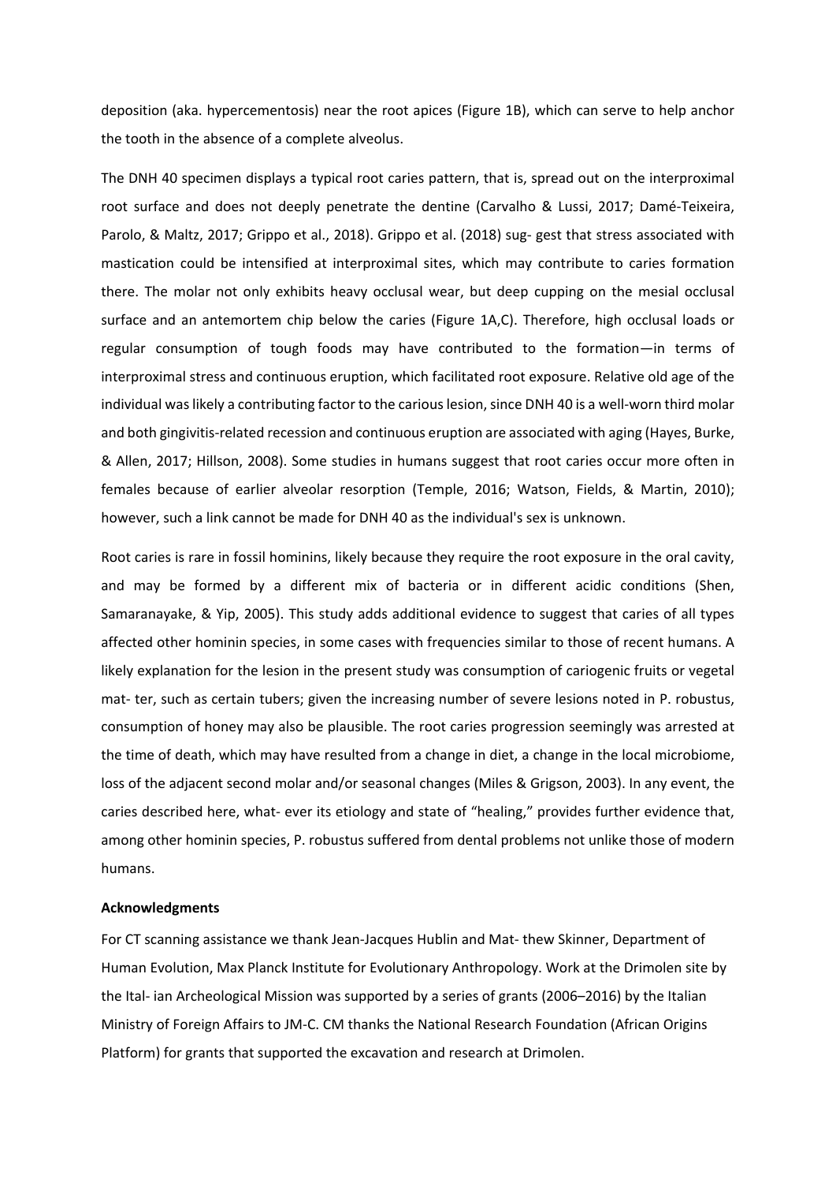deposition (aka. hypercementosis) near the root apices (Figure 1B), which can serve to help anchor the tooth in the absence of a complete alveolus.

The DNH 40 specimen displays a typical root caries pattern, that is, spread out on the interproximal root surface and does not deeply penetrate the dentine (Carvalho & Lussi, 2017; Damé-Teixeira, Parolo, & Maltz, 2017; Grippo et al., 2018). Grippo et al. (2018) sug- gest that stress associated with mastication could be intensified at interproximal sites, which may contribute to caries formation there. The molar not only exhibits heavy occlusal wear, but deep cupping on the mesial occlusal surface and an antemortem chip below the caries (Figure 1A,C). Therefore, high occlusal loads or regular consumption of tough foods may have contributed to the formation—in terms of interproximal stress and continuous eruption, which facilitated root exposure. Relative old age of the individual was likely a contributing factor to the carious lesion, since DNH 40 is a well-worn third molar and both gingivitis-related recession and continuous eruption are associated with aging (Hayes, Burke, & Allen, 2017; Hillson, 2008). Some studies in humans suggest that root caries occur more often in females because of earlier alveolar resorption (Temple, 2016; Watson, Fields, & Martin, 2010); however, such a link cannot be made for DNH 40 as the individual's sex is unknown.

Root caries is rare in fossil hominins, likely because they require the root exposure in the oral cavity, and may be formed by a different mix of bacteria or in different acidic conditions (Shen, Samaranayake, & Yip, 2005). This study adds additional evidence to suggest that caries of all types affected other hominin species, in some cases with frequencies similar to those of recent humans. A likely explanation for the lesion in the present study was consumption of cariogenic fruits or vegetal mat- ter, such as certain tubers; given the increasing number of severe lesions noted in P. robustus, consumption of honey may also be plausible. The root caries progression seemingly was arrested at the time of death, which may have resulted from a change in diet, a change in the local microbiome, loss of the adjacent second molar and/or seasonal changes (Miles & Grigson, 2003). In any event, the caries described here, what- ever its etiology and state of "healing," provides further evidence that, among other hominin species, P. robustus suffered from dental problems not unlike those of modern humans.

**Acknowledgments**

For CT scanning assistance we thank Jean-Jacques Hublin and Mat- thew Skinner, Department of Human Evolution, Max Planck Institute for Evolutionary Anthropology. Work at the Drimolen site by the Ital- ian Archeological Mission was supported by a series of grants (2006–2016) by the Italian Ministry of Foreign Affairs to JM-C. CM thanks the National Research Foundation (African Origins Platform) for grants that supported the excavation and research at Drimolen.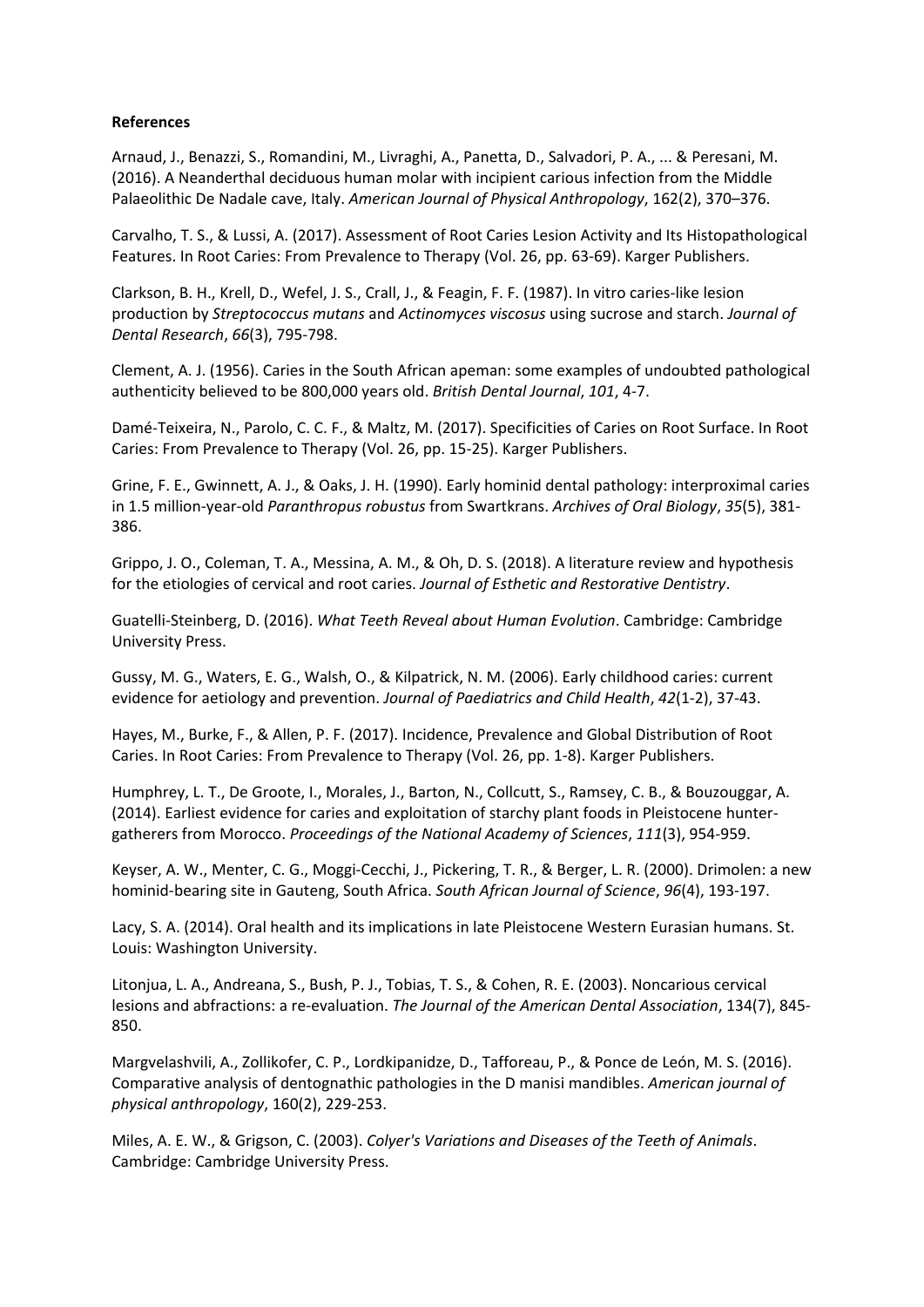**References**

Arnaud, J., Benazzi, S., Romandini, M., Livraghi, A., Panetta, D., Salvadori, P. A., ... & Peresani, M. (2016). A Neanderthal deciduous human molar with incipient carious infection from the Middle Palaeolithic De Nadale cave, Italy. *American Journal of Physical Anthropology*, 162(2), 370–376.

Carvalho, T. S., & Lussi, A. (2017). Assessment of Root Caries Lesion Activity and Its Histopathological Features. In Root Caries: From Prevalence to Therapy (Vol. 26, pp. 63-69). Karger Publishers.

Clarkson, B. H., Krell, D., Wefel, J. S., Crall, J., & Feagin, F. F. (1987). In vitro caries-like lesion production by *Streptococcus mutans* and *Actinomyces viscosus* using sucrose and starch. *Journal of Dental Research*, *66*(3), 795-798.

Clement, A. J. (1956). Caries in the South African apeman: some examples of undoubted pathological authenticity believed to be 800,000 years old. *British Dental Journal*, *101*, 4-7.

Damé-Teixeira, N., Parolo, C. C. F., & Maltz, M. (2017). Specificities of Caries on Root Surface. In Root Caries: From Prevalence to Therapy (Vol. 26, pp. 15-25). Karger Publishers.

Grine, F. E., Gwinnett, A. J., & Oaks, J. H. (1990). Early hominid dental pathology: interproximal caries in 1.5 million-year-old *Paranthropus robustus* from Swartkrans. *Archives of Oral Biology*, *35*(5), 381-386.

Grippo, J. O., Coleman, T. A., Messina, A. M., & Oh, D. S. (2018). A literature review and hypothesis for the etiologies of cervical and root caries. *Journal of Esthetic and Restorative Dentistry*.

Guatelli-Steinberg, D. (2016). *What Teeth Reveal about Human Evolution*. Cambridge: Cambridge University Press.

Gussy, M. G., Waters, E. G., Walsh, O., & Kilpatrick, N. M. (2006). Early childhood caries: current evidence for aetiology and prevention. *Journal of Paediatrics and Child Health*, *42*(1-2), 37-43.

Hayes, M., Burke, F., & Allen, P. F. (2017). Incidence, Prevalence and Global Distribution of Root Caries. In Root Caries: From Prevalence to Therapy (Vol. 26, pp. 1-8). Karger Publishers.

Humphrey, L. T., De Groote, I., Morales, J., Barton, N., Collcutt, S., Ramsey, C. B., & Bouzouggar, A. (2014). Earliest evidence for caries and exploitation of starchy plant foods in Pleistocene hunter-gatherers from Morocco. *Proceedings of the National Academy of Sciences*, *111*(3), 954-959.

Keyser, A. W., Menter, C. G., Moggi-Cecchi, J., Pickering, T. R., & Berger, L. R. (2000). Drimolen: a new hominid-bearing site in Gauteng, South Africa. *South African Journal of Science*, *96*(4), 193-197.

Lacy, S. A. (2014). Oral health and its implications in late Pleistocene Western Eurasian humans. St. Louis: Washington University.

Litonjua, L. A., Andreana, S., Bush, P. J., Tobias, T. S., & Cohen, R. E. (2003). Noncarious cervical lesions and abfractions: a re-evaluation. *The Journal of the American Dental Association*, 134(7), 845-850.

Margvelashvili, A., Zollikofer, C. P., Lordkipanidze, D., Tafforeau, P., & Ponce de León, M. S. (2016). Comparative analysis of dentognathic pathologies in the D manisi mandibles. *American journal of physical anthropology*, 160(2), 229-253.

Miles, A. E. W., & Grigson, C. (2003). *Colyer's Variations and Diseases of the Teeth of Animals*. Cambridge: Cambridge University Press.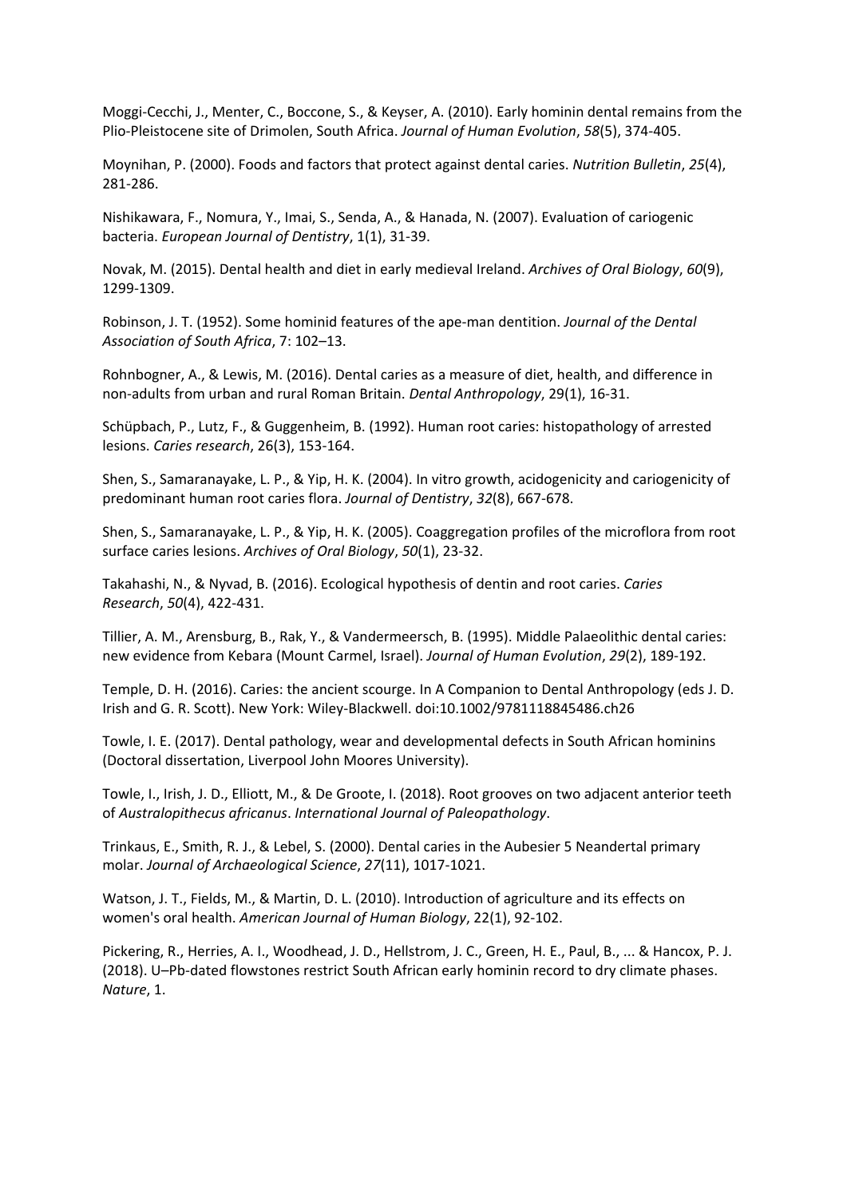Moggi-Cecchi, J., Menter, C., Boccone, S., & Keyser, A. (2010). Early hominin dental remains from the Plio-Pleistocene site of Drimolen, South Africa. *Journal of Human Evolution*, *58*(5), 374-405.

Moynihan, P. (2000). Foods and factors that protect against dental caries. *Nutrition Bulletin*, *25*(4), 281-286.

Nishikawara, F., Nomura, Y., Imai, S., Senda, A., & Hanada, N. (2007). Evaluation of cariogenic bacteria. *European Journal of Dentistry*, 1(1), 31-39.

Novak, M. (2015). Dental health and diet in early medieval Ireland. *Archives of Oral Biology*, *60*(9), 1299-1309.

Robinson, J. T. (1952). Some hominid features of the ape-man dentition. *Journal of the Dental Association of South Africa*, 7: 102–13.

Rohnbogner, A., & Lewis, M. (2016). Dental caries as a measure of diet, health, and difference in non-adults from urban and rural Roman Britain. *Dental Anthropology*, 29(1), 16-31.

Schüpbach, P., Lutz, F., & Guggenheim, B. (1992). Human root caries: histopathology of arrested lesions. *Caries research*, 26(3), 153-164.

Shen, S., Samaranayake, L. P., & Yip, H. K. (2004). In vitro growth, acidogenicity and cariogenicity of predominant human root caries flora. *Journal of Dentistry*, *32*(8), 667-678.

Shen, S., Samaranayake, L. P., & Yip, H. K. (2005). Coaggregation profiles of the microflora from root surface caries lesions. *Archives of Oral Biology*, *50*(1), 23-32.

Takahashi, N., & Nyvad, B. (2016). Ecological hypothesis of dentin and root caries. *Caries Research*, *50*(4), 422-431.

Tillier, A. M., Arensburg, B., Rak, Y., & Vandermeersch, B. (1995). Middle Palaeolithic dental caries: new evidence from Kebara (Mount Carmel, Israel). *Journal of Human Evolution*, *29*(2), 189-192.

Temple, D. H. (2016). Caries: the ancient scourge. In A Companion to Dental Anthropology (eds J. D. Irish and G. R. Scott). New York: Wiley-Blackwell. doi:10.1002/9781118845486.ch26

Towle, I. E. (2017). Dental pathology, wear and developmental defects in South African hominins (Doctoral dissertation, Liverpool John Moores University).

Towle, I., Irish, J. D., Elliott, M., & De Groote, I. (2018). Root grooves on two adjacent anterior teeth of *Australopithecus africanus*. *International Journal of Paleopathology*.

Trinkaus, E., Smith, R. J., & Lebel, S. (2000). Dental caries in the Aubesier 5 Neandertal primary molar. *Journal of Archaeological Science*, *27*(11), 1017-1021.

Watson, J. T., Fields, M., & Martin, D. L. (2010). Introduction of agriculture and its effects on women's oral health. *American Journal of Human Biology*, 22(1), 92-102.

Pickering, R., Herries, A. I., Woodhead, J. D., Hellstrom, J. C., Green, H. E., Paul, B., ... & Hancox, P. J. (2018). U–Pb-dated flowstones restrict South African early hominin record to dry climate phases. *Nature*, 1.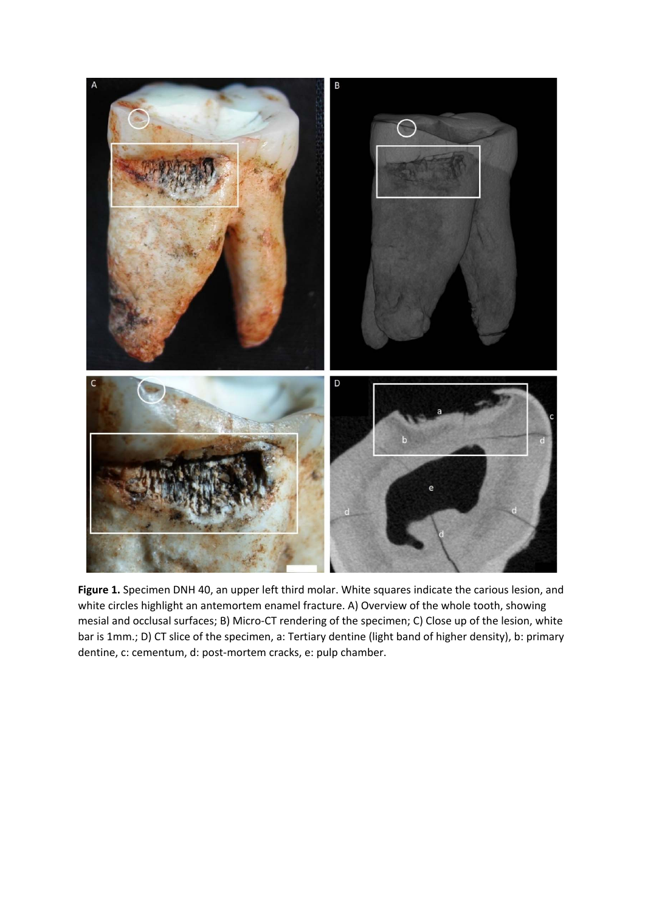**Figure 1.** Specimen DNH 40, an upper left third molar. White squares indicate the carious lesion, and white circles highlight an antemortem enamel fracture. A) Overview of the whole tooth, showing mesial and occlusal surfaces; B) Micro-CT rendering of the specimen; C) Close up of the lesion, white bar is 1mm.; D) CT slice of the specimen, a: Tertiary dentine (light band of higher density), b: primary dentine, c: cementum, d: post-mortem cracks, e: pulp chamber.